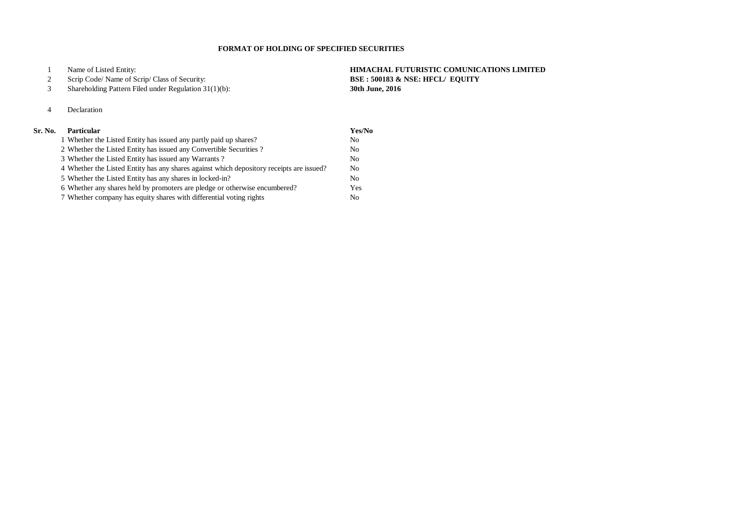# FORMAT OF HOLDING OF SPECIFIED SECURITIES

| | | |
|---|---|---|
| 1 | Name of Listed Entity: | **HIMACHAL FUTURISTIC COMUNICATIONS LIMITED** |
| 2 | Scrip Code/ Name of Scrip/ Class of Security: | **BSE : 500183 & NSE: HFCL/ EQUITY** |
| 3 | Shareholding Pattern Filed under Regulation 31(1)(b): | **30th June, 2016** |

4 Declaration

| Sr. No. | Particular | Yes/No |
|---|---|---|
| 1 | Whether the Listed Entity has issued any partly paid up shares? | No |
| 2 | Whether the Listed Entity has issued any Convertible Securities ? | No |
| 3 | Whether the Listed Entity has issued any Warrants ? | No |
| 4 | Whether the Listed Entity has any shares against which depository receipts are issued? | No |
| 5 | Whether the Listed Entity has any shares in locked-in? | No |
| 6 | Whether any shares held by promoters are pledge or otherwise encumbered? | Yes |
| 7 | Whether company has equity shares with differential voting rights | No |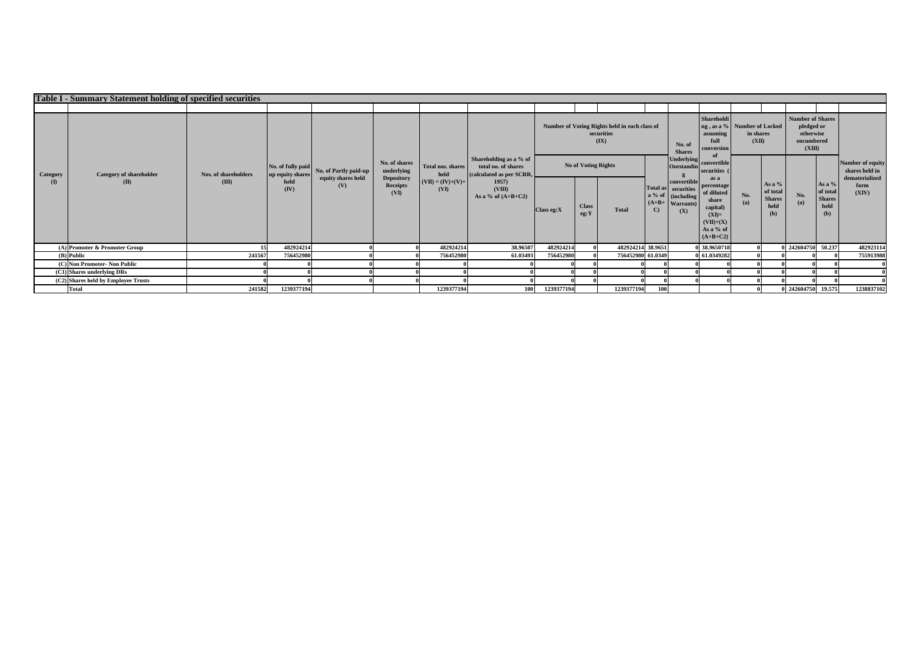## Table I - Summary Statement holding of specified securities

| Category (I) | Category of shareholder (II) | Nos. of shareholders (III) | No. of fully paid up equity shares held (IV) | No. of Partly paid-up equity shares held (V) | No. of shares underlying Depository Receipts (VI) | Total nos. shares held (VII) = (IV)+(V)+(VI) | Shareholding as a % of total no. of shares (calculated as per SCRR, 1957) (VIII) As a % of (A+B+C2) | Number of Voting Rights held in each class of securities (IX) | | | | No. of Shares Underlying Outstanding convertible securities (including Warrants) (X) | Shareholding, as a % assuming full conversion of convertible securities (as a percentage of diluted share capital) (XI)= (VII)+(X) As a % of (A+B+C2) | Number of Locked in shares (XII) | | Number of Shares pledged or otherwise encumbered (XIII) | | Number of equity shares held in dematerialized form (XIV) |
|---|---|---|---|---|---|---|---|---|---|---|---|---|---|---|---|---|---|---|
| | | | | | | | | No of Voting Rights | | | Total as a % of (A+B+C) | | | No. (a) | As a % of total Shares held (b) | No. (a) | As a % of total Shares held (b) | |
| | | | | | | | | Class eg:X | Class eg:Y | Total | | | | | | | | |
| (A) | Promoter & Promoter Group | 15 | 482924214 | 0 | 0 | 482924214 | 38.96507 | 482924214 | 0 | 482924214 | 38.9651 | 0 | 38.9650718 | 0 | 0 | 242604750 | 50.237 | 482923114 |
| (B) | Public | 241567 | 756452980 | 0 | 0 | 756452980 | 61.03493 | 756452980 | 0 | 756452980 | 61.0349 | 0 | 61.0349282 | 0 | 0 | 0 | | 755913988 |
| (C) | Non Promoter- Non Public | | 0 | 0 | 0 | 0 | 0 | 0 | 0 | 0 | 0 | 0 | 0 | 0 | 0 | 0 | 0 | 0 |
| (C1) | Shares underlying DRs | 0 | 0 | 0 | 0 | 0 | 0 | 0 | 0 | 0 | 0 | 0 | 0 | 0 | 0 | 0 | 0 | 0 |
| (C2) | Shares held by Employee Trusts | 0 | 0 | 0 | 0 | 0 | 0 | 0 | 0 | 0 | 0 | 0 | 0 | 0 | 0 | 0 | 0 | 0 |
| | Total | 241582 | 1239377194 | | | 1239377194 | 100 | 1239377194 | | 1239377194 | 100 | | | 0 | 0 | 242604750 | 19.575 | 1238837102 |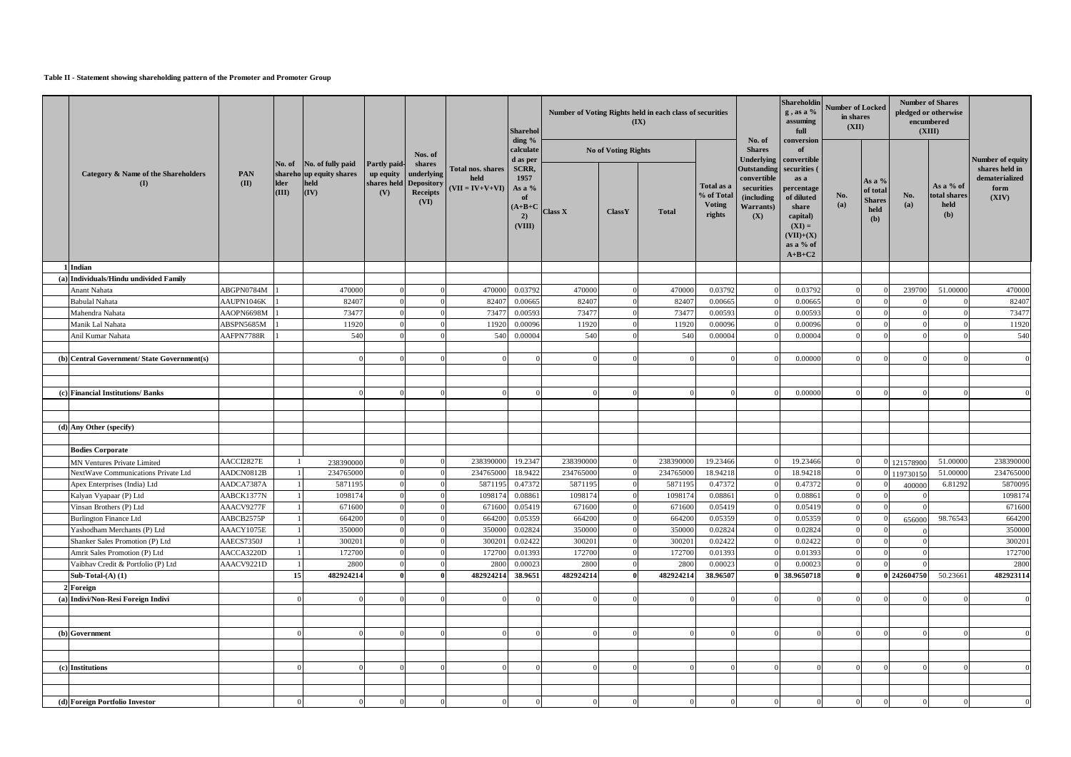**Table II - Statement showing shareholding pattern of the Promoter and Promoter Group**

| | Category & Name of the Shareholders (I) | PAN (II) | No. of shareholder (III) | No. of fully paid up equity shares held (IV) | Partly paid-up equity shares held (V) | Nos. of shares underlying Depository Receipts (VI) | Total nos. shares held (VII = IV+V+VI) | Shareholding % calculated as per SCRR, 1957 As a % of (A+B+C2) (VIII) | Number of Voting Rights held in each class of securities (IX) | | | | No. of Shares Underlying Outstanding convertible securities (including Warrants) (X) | Shareholding , as a % assuming full conversion of convertible securities ( as a percentage of diluted share capital) (XI) = (VII)+(X) as a % of A+B+C2 | Number of Locked in shares (XII) | | Number of Shares pledged or otherwise encumbered (XIII) | | Number of equity shares held in dematerialized form (XIV) |
|---|---|---|---|---|---|---|---|---|---|---|---|---|---|---|---|---|---|---|---|
| | | | | | | | | | No of Voting Rights | | | Total as a % of Total Voting rights | | | No. (a) | As a % of total Shares held (b) | No. (a) | As a % of total shares held (b) | |
| | | | | | | | | | Class X | ClassY | Total | | | | | | | | |
| 1 | Indian | | | | | | | | | | | | | | | | | | |
| (a) | Individuals/Hindu undivided Family | | | | | | | | | | | | | | | | | | |
| | Anant Nahata | ABGPN0784M | 1 | 470000 | 0 | 0 | 470000 | 0.03792 | 470000 | 0 | 470000 | 0.03792 | 0 | 0.03792 | 0 | 0 | 239700 | 51.00000 | 470000 |
| | Babulal Nahata | AAUPN1046K | 1 | 82407 | 0 | 0 | 82407 | 0.00665 | 82407 | 0 | 82407 | 0.00665 | 0 | 0.00665 | 0 | 0 | 0 | 0 | 82407 |
| | Mahendra Nahata | AAOPN6698M | 1 | 73477 | 0 | 0 | 73477 | 0.00593 | 73477 | 0 | 73477 | 0.00593 | 0 | 0.00593 | 0 | 0 | 0 | 0 | 73477 |
| | Manik Lal Nahata | ABSPN5685M | 1 | 11920 | 0 | 0 | 11920 | 0.00096 | 11920 | 0 | 11920 | 0.00096 | 0 | 0.00096 | 0 | 0 | 0 | 0 | 11920 |
| | Anil Kumar Nahata | AAFPN7788R | 1 | 540 | 0 | 0 | 540 | 0.00004 | 540 | 0 | 540 | 0.00004 | 0 | 0.00004 | 0 | 0 | 0 | 0 | 540 |
| (b) | Central Government/ State Government(s) | | | 0 | 0 | 0 | 0 | 0 | 0 | 0 | 0 | 0 | 0 | 0.00000 | 0 | 0 | 0 | 0 | 0 |
| (c) | Financial Institutions/ Banks | | | 0 | 0 | 0 | 0 | 0 | 0 | 0 | 0 | 0 | 0 | 0.00000 | 0 | 0 | 0 | 0 | 0 |
| (d) | Any Other (specify) | | | | | | | | | | | | | | | | | | |
| | Bodies Corporate | | | | | | | | | | | | | | | | | | |
| | MN Ventures Private Limited | AACCI2827E | 1 | 238390000 | 0 | 0 | 238390000 | 19.2347 | 238390000 | 0 | 238390000 | 19.23466 | 0 | 19.23466 | 0 | 0 | 121578900 | 51.00000 | 238390000 |
| | NextWave Communications Private Ltd | AADCN0812B | 1 | 234765000 | 0 | 0 | 234765000 | 18.9422 | 234765000 | 0 | 234765000 | 18.94218 | 0 | 18.94218 | 0 | 0 | 119730150 | 51.00000 | 234765000 |
| | Apex Enterprises (India) Ltd | AADCA7387A | 1 | 5871195 | 0 | 0 | 5871195 | 0.47372 | 5871195 | 0 | 5871195 | 0.47372 | 0 | 0.47372 | 0 | 0 | 400000 | 6.81292 | 5870095 |
| | Kalyan Vyapaar (P) Ltd | AABCK1377N | 1 | 1098174 | 0 | 0 | 1098174 | 0.08861 | 1098174 | 0 | 1098174 | 0.08861 | 0 | 0.08861 | 0 | 0 | 0 | | 1098174 |
| | Vinsan Brothers (P) Ltd | AAACV9277F | 1 | 671600 | 0 | 0 | 671600 | 0.05419 | 671600 | 0 | 671600 | 0.05419 | 0 | 0.05419 | 0 | 0 | 0 | | 671600 |
| | Burlington Finance Ltd | AABCB2575P | 1 | 664200 | 0 | 0 | 664200 | 0.05359 | 664200 | 0 | 664200 | 0.05359 | 0 | 0.05359 | 0 | 0 | 656000 | 98.76543 | 664200 |
| | Yashodham Merchants (P) Ltd | AAACY1075E | 1 | 350000 | 0 | 0 | 350000 | 0.02824 | 350000 | 0 | 350000 | 0.02824 | 0 | 0.02824 | 0 | 0 | 0 | | 350000 |
| | Shanker Sales Promotion (P) Ltd | AAECS7350J | 1 | 300201 | 0 | 0 | 300201 | 0.02422 | 300201 | 0 | 300201 | 0.02422 | 0 | 0.02422 | 0 | 0 | 0 | | 300201 |
| | Amrit Sales Promotion (P) Ltd | AACCA3220D | 1 | 172700 | 0 | 0 | 172700 | 0.01393 | 172700 | 0 | 172700 | 0.01393 | 0 | 0.01393 | 0 | 0 | 0 | | 172700 |
| | Vaibhav Credit & Portfolio (P) Ltd | AAACV9221D | 1 | 2800 | 0 | 0 | 2800 | 0.00023 | 2800 | 0 | 2800 | 0.00023 | 0 | 0.00023 | 0 | 0 | 0 | | 2800 |
| | **Sub-Total-(A) (1)** | | **15** | **482924214** | **0** | **0** | **482924214** | **38.9651** | **482924214** | **0** | **482924214** | **38.96507** | **0** | **38.9650718** | **0** | **0** | **242604750** | **50.23661** | **482923114** |
| 2 | Foreign | | | | | | | | | | | | | | | | | | |
| (a) | Indivi/Non-Resi Foreign Indivi | | 0 | 0 | 0 | 0 | 0 | 0 | 0 | 0 | 0 | 0 | 0 | 0 | 0 | 0 | 0 | 0 | 0 |
| (b) | Government | | 0 | 0 | 0 | 0 | 0 | 0 | 0 | 0 | 0 | 0 | 0 | 0 | 0 | 0 | 0 | 0 | 0 |
| (c) | Institutions | | 0 | 0 | 0 | 0 | 0 | 0 | 0 | 0 | 0 | 0 | 0 | 0 | 0 | 0 | 0 | 0 | 0 |
| (d) | Foreign Portfolio Investor | | 0 | 0 | 0 | 0 | 0 | 0 | 0 | 0 | 0 | 0 | 0 | 0 | 0 | 0 | 0 | 0 | 0 |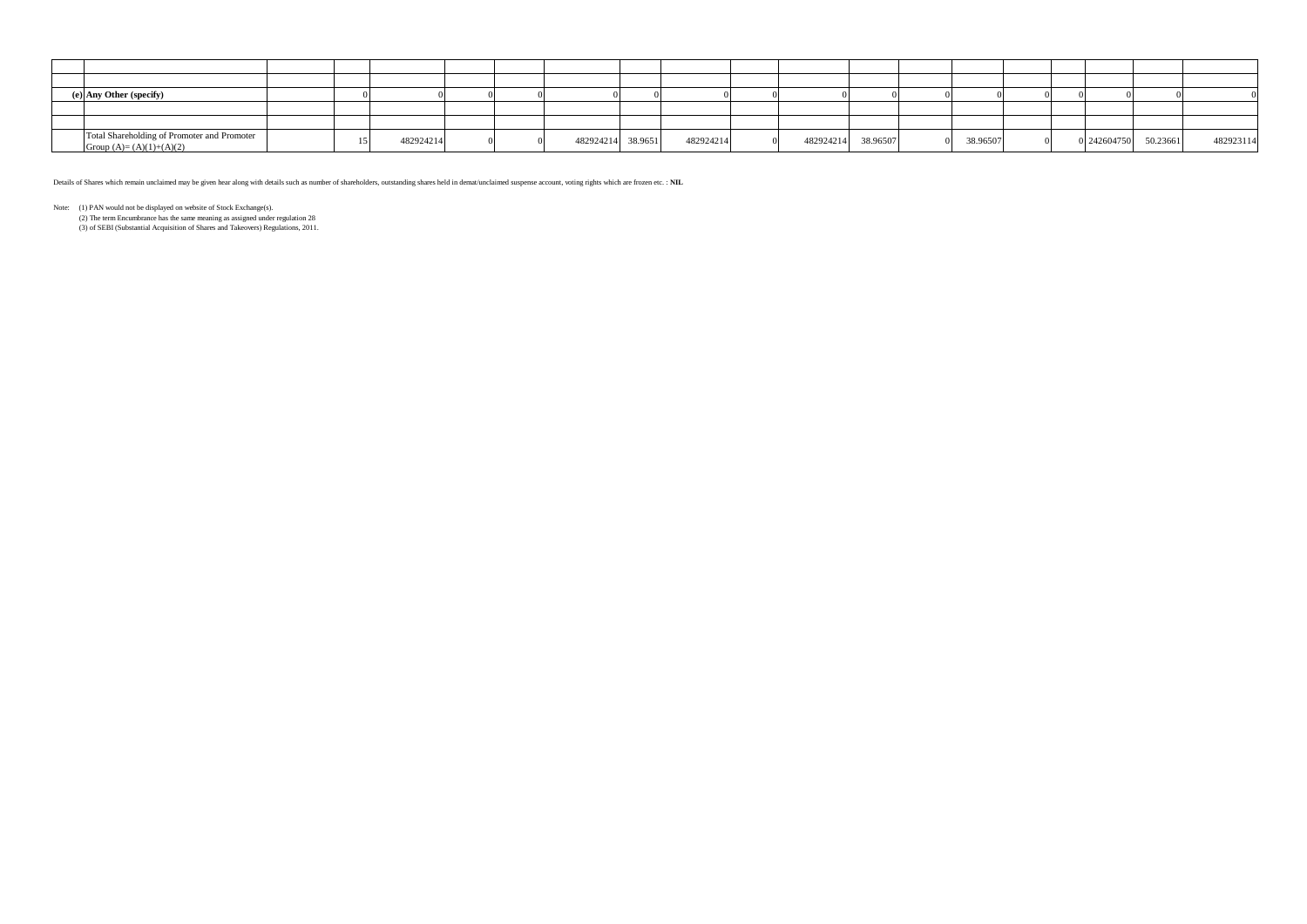| | | | | | | | | | | | | | | | | | | | |
|---|---|---|---|---|---|---|---|---|---|---|---|---|---|---|---|---|---|---|---|
| | | | | | | | | | | | | | | | | | | | |
| | | | | | | | | | | | | | | | | | | | |
| (e) | **Any Other (specify)** | | 0 | 0 | 0 | 0 | 0 | 0 | 0 | 0 | 0 | 0 | 0 | 0 | 0 | 0 | 0 | 0 | 0 |
| | | | | | | | | | | | | | | | | | | | |
| | | | | | | | | | | | | | | | | | | | |
| | Total Shareholding of Promoter and Promoter Group (A)= (A)(1)+(A)(2) | | 15 | 482924214 | 0 | 0 | 482924214 | 38.9651 | 482924214 | 0 | 482924214 | 38.96507 | 0 | 38.96507 | 0 | 0 | 242604750 | 50.23661 | 482923114 |

Details of Shares which remain unclaimed may be given hear along with details such as number of shareholders, outstanding shares held in demat/unclaimed suspense account, voting rights which are frozen etc. : **NIL**

Note: (1) PAN would not be displayed on website of Stock Exchange(s).
(2) The term Encumbrance has the same meaning as assigned under regulation 28
(3) of SEBI (Substantial Acquisition of Shares and Takeovers) Regulations, 2011.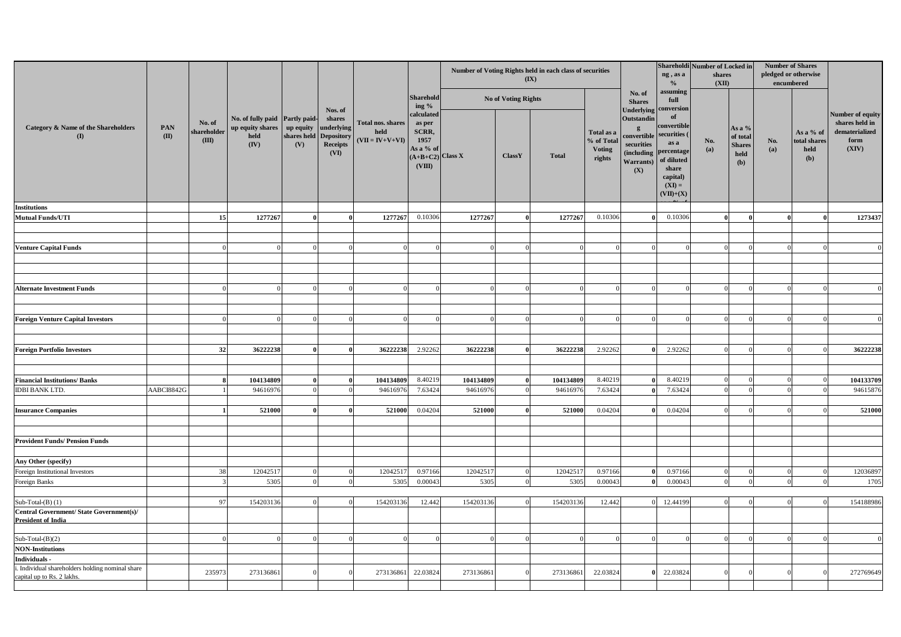| Category & Name of the Shareholders (I) | PAN (II) | No. of shareholder (III) | No. of fully paid up equity shares held (IV) | Partly paid-up equity shares held (V) | Nos. of shares underlying Depository Receipts (VI) | Total nos. shares held (VII = IV+V+VI) | Shareholding % calculated as per SCRR, 1957 As a % of (A+B+C2) (VIII) | Number of Voting Rights held in each class of securities (IX) | | | | No. of Shares Underlying Outstanding convertible securities (including Warrants) (X) | Shareholding , as a % assuming full conversion of convertible securities ( as a percentage of diluted share capital) (XI) = (VII)+(X) | Number of Locked in shares (XII) | | Number of Shares pledged or otherwise encumbered | | Number of equity shares held in dematerialized form (XIV) |
|---|---|---|---|---|---|---|---|---|---|---|---|---|---|---|---|---|---|---|
| | | | | | | | | No of Voting Rights | | | Total as a % of Total Voting rights | | | No. (a) | As a % of total Shares held (b) | No. (a) | As a % of total shares held (b) | |
| | | | | | | | | Class X | ClassY | Total | | | | | | | | |
| **Institutions** | | | | | | | | | | | | | | | | | | |
| **Mutual Funds/UTI** | | **15** | **1277267** | **0** | **0** | **1277267** | 0.10306 | **1277267** | **0** | **1277267** | 0.10306 | **0** | 0.10306 | **0** | **0** | **0** | **0** | **1273437** |
| **Venture Capital Funds** | | 0 | 0 | 0 | 0 | 0 | 0 | 0 | 0 | 0 | 0 | 0 | 0 | 0 | 0 | 0 | 0 | 0 |
| **Alternate Investment Funds** | | 0 | 0 | 0 | 0 | 0 | 0 | 0 | 0 | 0 | 0 | 0 | 0 | 0 | 0 | 0 | 0 | 0 |
| **Foreign Venture Capital Investors** | | 0 | 0 | 0 | 0 | 0 | 0 | 0 | 0 | 0 | 0 | 0 | 0 | 0 | 0 | 0 | 0 | 0 |
| **Foreign Portfolio Investors** | | **32** | **36222238** | **0** | **0** | **36222238** | 2.92262 | **36222238** | **0** | **36222238** | 2.92262 | **0** | 2.92262 | 0 | 0 | 0 | 0 | **36222238** |
| **Financial Institutions/ Banks** | | **8** | **104134809** | **0** | **0** | **104134809** | 8.40219 | **104134809** | **0** | **104134809** | 8.40219 | **0** | 8.40219 | 0 | 0 | 0 | 0 | **104133709** |
| IDBI BANK LTD. | AABCI8842G | 1 | 94616976 | 0 | 0 | 94616976 | 7.63424 | 94616976 | 0 | 94616976 | 7.63424 | **0** | 7.63424 | 0 | 0 | 0 | 0 | 94615876 |
| **Insurance Companies** | | **1** | **521000** | **0** | **0** | **521000** | 0.04204 | **521000** | **0** | **521000** | 0.04204 | **0** | 0.04204 | 0 | 0 | 0 | 0 | **521000** |
| **Provident Funds/ Pension Funds** | | | | | | | | | | | | | | | | | | |
| **Any Other (specify)** | | | | | | | | | | | | | | | | | | |
| Foreign Institutional Investors | | 38 | 12042517 | 0 | 0 | 12042517 | 0.97166 | 12042517 | 0 | 12042517 | 0.97166 | **0** | 0.97166 | 0 | 0 | 0 | 0 | 12036897 |
| Foreign Banks | | 3 | 5305 | 0 | 0 | 5305 | 0.00043 | 5305 | 0 | 5305 | 0.00043 | **0** | 0.00043 | 0 | 0 | 0 | 0 | 1705 |
| Sub-Total-(B) (1) | | 97 | 154203136 | 0 | 0 | 154203136 | 12.442 | 154203136 | 0 | 154203136 | 12.442 | 0 | 12.44199 | 0 | 0 | 0 | 0 | 154188986 |
| **Central Government/ State Government(s)/ President of India** | | | | | | | | | | | | | | | | | | |
| Sub-Total-(B)(2) | | 0 | 0 | 0 | 0 | 0 | 0 | 0 | 0 | 0 | 0 | 0 | 0 | 0 | 0 | 0 | 0 | 0 |
| **NON-Institutions** | | | | | | | | | | | | | | | | | | |
| **Individuals -** | | | | | | | | | | | | | | | | | | |
| i. Individual shareholders holding nominal share capital up to Rs. 2 lakhs. | | 235973 | 273136861 | 0 | 0 | 273136861 | 22.03824 | 273136861 | 0 | 273136861 | 22.03824 | **0** | 22.03824 | 0 | 0 | 0 | 0 | 272769649 |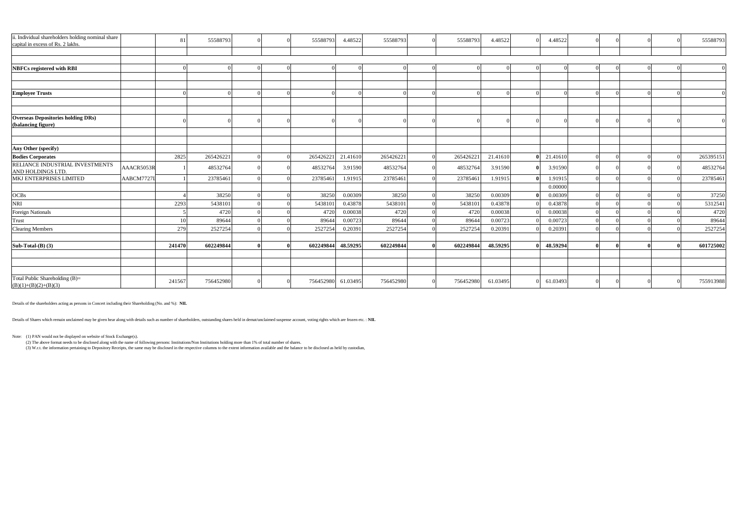| | | | | | | | | | | | | | | | | | | |
|---|---|---|---|---|---|---|---|---|---|---|---|---|---|---|---|---|---|---|
| ii. Individual shareholders holding nominal share capital in excess of Rs. 2 lakhs. | | 81 | 55588793 | 0 | 0 | 55588793 | 4.48522 | 55588793 | 0 | 55588793 | 4.48522 | 0 | 4.48522 | 0 | 0 | 0 | 0 | 55588793 |
| **NBFCs registered with RBI** | | 0 | 0 | 0 | 0 | 0 | 0 | 0 | 0 | 0 | 0 | 0 | 0 | 0 | 0 | 0 | 0 | 0 |
| **Employee Trusts** | | 0 | 0 | 0 | 0 | 0 | 0 | 0 | 0 | 0 | 0 | 0 | 0 | 0 | 0 | 0 | 0 | 0 |
| **Overseas Depositories holding DRs) (balancing figure)** | | 0 | 0 | 0 | 0 | 0 | 0 | 0 | 0 | 0 | 0 | 0 | 0 | 0 | 0 | 0 | 0 | 0 |
| **Any Other (specify)** | | | | | | | | | | | | | | | | | | |
| **Bodies Corporates** | | 2825 | 265426221 | 0 | 0 | 265426221 | 21.41610 | 265426221 | 0 | 265426221 | 21.41610 | **0** | 21.41610 | 0 | 0 | 0 | 0 | 265395151 |
| RELIANCE INDUSTRIAL INVESTMENTS AND HOLDINGS LTD. | AAACR5053R | 1 | 48532764 | 0 | 0 | 48532764 | 3.91590 | 48532764 | 0 | 48532764 | 3.91590 | **0** | 3.91590 | 0 | 0 | 0 | 0 | 48532764 |
| MKJ ENTERPRISES LIMITED | AABCM7727L | 1 | 23785461 | 0 | 0 | 23785461 | 1.91915 | 23785461 | 0 | 23785461 | 1.91915 | **0** | 1.91915 | 0 | 0 | 0 | 0 | 23785461 |
| | | | | | | | | | | | | | 0.00000 | | | | | |
| OCBs | | 4 | 38250 | 0 | 0 | 38250 | 0.00309 | 38250 | 0 | 38250 | 0.00309 | **0** | 0.00309 | 0 | 0 | 0 | 0 | 37250 |
| NRI | | 2293 | 5438101 | 0 | 0 | 5438101 | 0.43878 | 5438101 | 0 | 5438101 | 0.43878 | 0 | 0.43878 | 0 | 0 | 0 | 0 | 5312541 |
| Foreign Nationals | | 5 | 4720 | 0 | 0 | 4720 | 0.00038 | 4720 | 0 | 4720 | 0.00038 | 0 | 0.00038 | 0 | 0 | 0 | 0 | 4720 |
| Trust | | 10 | 89644 | 0 | 0 | 89644 | 0.00723 | 89644 | 0 | 89644 | 0.00723 | 0 | 0.00723 | 0 | 0 | 0 | 0 | 89644 |
| Clearing Members | | 279 | 2527254 | 0 | 0 | 2527254 | 0.20391 | 2527254 | 0 | 2527254 | 0.20391 | 0 | 0.20391 | 0 | 0 | 0 | 0 | 2527254 |
| **Sub-Total-(B) (3)** | | **241470** | **602249844** | **0** | **0** | **602249844** | **48.59295** | **602249844** | **0** | **602249844** | **48.59295** | **0** | **48.59294** | **0** | **0** | **0** | **0** | **601725002** |
| Total Public Shareholding (B)= (B)(1)+(B)(2)+(B)(3) | | 241567 | 756452980 | 0 | 0 | 756452980 | 61.03495 | 756452980 | 0 | 756452980 | 61.03495 | 0 | 61.03493 | 0 | 0 | 0 | 0 | 755913988 |

Details of the shareholders acting as persons in Concert including their Shareholding (No. and %): **NIL**

Details of Shares which remain unclaimed may be given hear along with details such as number of shareholders, outstanding shares held in demat/unclaimed suspense account, voting rights which are frozen etc. : **NIL**

Note: (1) PAN would not be displayed on website of Stock Exchange(s).

(2) The above format needs to be disclosed along with the name of following persons: Institutions/Non Institutions holding more than 1% of total number of shares.

(3) W.r.t. the information pertaining to Depository Receipts, the same may be disclosed in the respective columns to the extent information available and the balance to be disclosed as held by custodian,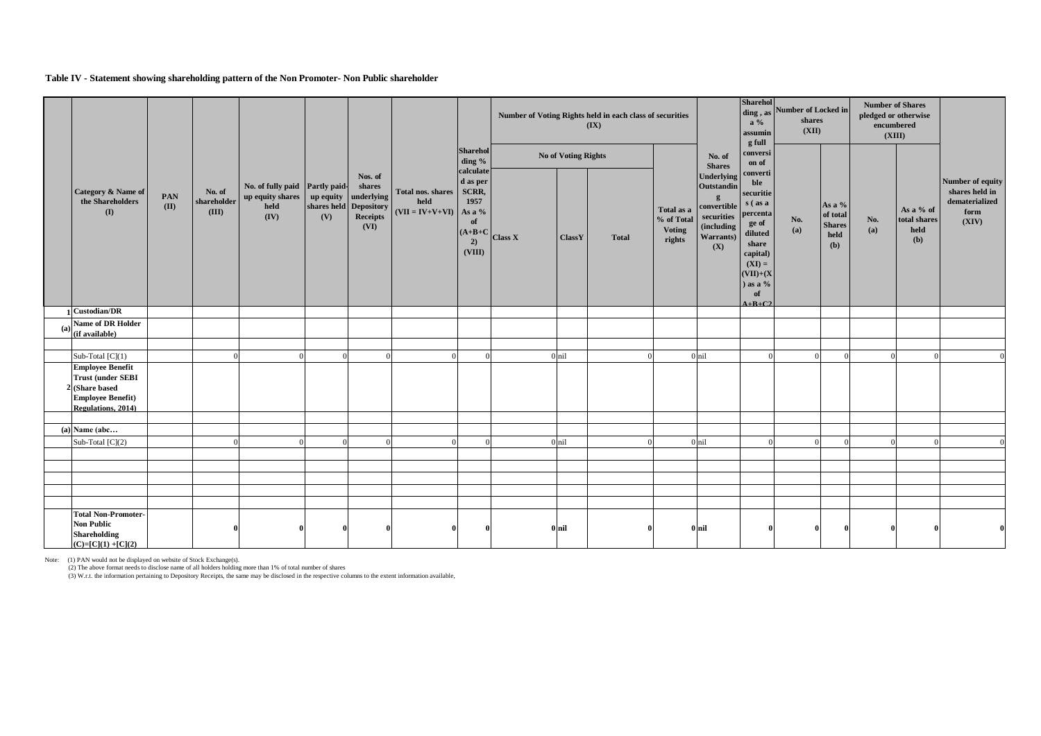### Table IV - Statement showing shareholding pattern of the Non Promoter- Non Public shareholder

| | Category & Name of the Shareholders (I) | PAN (II) | No. of shareholder (III) | No. of fully paid up equity shares held (IV) | Partly paid-up equity shares held (V) | Nos. of shares underlying Depository Receipts (VI) | Total nos. shares held (VII = IV+V+VI) | Shareholding % calculated as per SCRR, 1957 As a % of (A+B+C2) (VIII) | Number of Voting Rights held in each class of securities (IX) | | | | No. of Shares Underlying Outstanding convertible securities (including Warrants) (X) | Shareholding , as a % assuming full conversion of convertible securities ( as a percentage of diluted share capital) (XI) = (VII)+(X) as a % of A+B+C2 | Number of Locked in shares (XII) | | Number of Shares pledged or otherwise encumbered (XIII) | | Number of equity shares held in dematerialized form (XIV) |
|---|---|---|---|---|---|---|---|---|---|---|---|---|---|---|---|---|---|---|---|
| | | | | | | | | | No of Voting Rights | | | Total as a % of Total Voting rights | | | No. (a) | As a % of total Shares held (b) | No. (a) | As a % of total shares held (b) | |
| | | | | | | | | | Class X | ClassY | Total | | | | | | | | |
| 1 | Custodian/DR | | | | | | | | | | | | | | | | | | |
| (a) | Name of DR Holder (if available) | | | | | | | | | | | | | | | | | | |
| | | | | | | | | | | | | | | | | | | | |
| | Sub-Total [C](1) | | 0 | 0 | 0 | 0 | 0 | 0 | 0 | nil | 0 | 0 | nil | 0 | 0 | 0 | 0 | 0 | 0 |
| 2 | Employee Benefit Trust (under SEBI (Share based Employee Benefit) Regulations, 2014) | | | | | | | | | | | | | | | | | | |
| | | | | | | | | | | | | | | | | | | | |
| (a) | Name (abc… | | | | | | | | | | | | | | | | | | |
| | Sub-Total [C](2) | | 0 | 0 | 0 | 0 | 0 | 0 | 0 | nil | 0 | 0 | nil | 0 | 0 | 0 | 0 | 0 | 0 |
| | | | | | | | | | | | | | | | | | | | |
| | | | | | | | | | | | | | | | | | | | |
| | | | | | | | | | | | | | | | | | | | |
| | | | | | | | | | | | | | | | | | | | |
| | | | | | | | | | | | | | | | | | | | |
| | **Total Non-Promoter-Non Public Shareholding (C)=[C](1) +[C](2)** | | **0** | **0** | **0** | **0** | **0** | **0** | **0** | **nil** | **0** | **0** | **nil** | **0** | **0** | **0** | **0** | **0** | **0** |

Note: (1) PAN would not be displayed on website of Stock Exchange(s).
(2) The above format needs to disclose name of all holders holding more than 1% of total number of shares
(3) W.r.t. the information pertaining to Depository Receipts, the same may be disclosed in the respective columns to the extent information available,